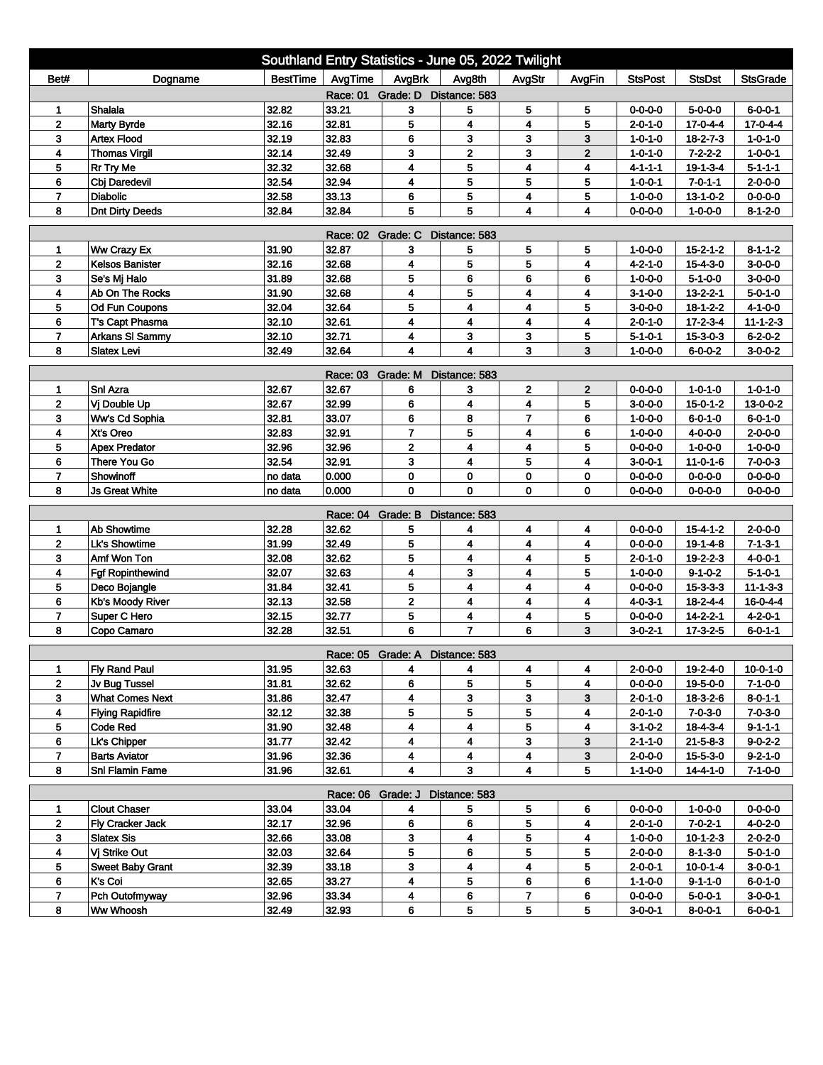# Southland Entry Statistics - June 05, 2022 Twilight

| Bet# | Dogname | BestTime | AvgTime | AvgBrk | Avg8th | AvgStr | AvgFin | StsPost | StsDst | StsGrade |
|---|---|---|---|---|---|---|---|---|---|---|
| Race: 01 Grade: D Distance: 583 | | | | | | | | | | |
| 1 | Shalala | 32.82 | 33.21 | 3 | 5 | 5 | 5 | 0-0-0-0 | 5-0-0-0 | 6-0-0-1 |
| 2 | Marty Byrde | 32.16 | 32.81 | 5 | 4 | 4 | 5 | 2-0-1-0 | 17-0-4-4 | 17-0-4-4 |
| 3 | Artex Flood | 32.19 | 32.83 | 6 | 3 | 3 | 3 | 1-0-1-0 | 18-2-7-3 | 1-0-1-0 |
| 4 | Thomas Virgil | 32.14 | 32.49 | 3 | 2 | 3 | 2 | 1-0-1-0 | 7-2-2-2 | 1-0-0-1 |
| 5 | Rr Try Me | 32.32 | 32.68 | 4 | 5 | 4 | 4 | 4-1-1-1 | 19-1-3-4 | 5-1-1-1 |
| 6 | Cbj Daredevil | 32.54 | 32.94 | 4 | 5 | 5 | 5 | 1-0-0-1 | 7-0-1-1 | 2-0-0-0 |
| 7 | Diabolic | 32.58 | 33.13 | 6 | 5 | 4 | 5 | 1-0-0-0 | 13-1-0-2 | 0-0-0-0 |
| 8 | Dnt Dirty Deeds | 32.84 | 32.84 | 5 | 5 | 4 | 4 | 0-0-0-0 | 1-0-0-0 | 8-1-2-0 |
| Race: 02 Grade: C Distance: 583 | | | | | | | | | | |
| 1 | Ww Crazy Ex | 31.90 | 32.87 | 3 | 5 | 5 | 5 | 1-0-0-0 | 15-2-1-2 | 8-1-1-2 |
| 2 | Kelsos Banister | 32.16 | 32.68 | 4 | 5 | 5 | 4 | 4-2-1-0 | 15-4-3-0 | 3-0-0-0 |
| 3 | Se's Mj Halo | 31.89 | 32.68 | 5 | 6 | 6 | 6 | 1-0-0-0 | 5-1-0-0 | 3-0-0-0 |
| 4 | Ab On The Rocks | 31.90 | 32.68 | 4 | 5 | 4 | 4 | 3-1-0-0 | 13-2-2-1 | 5-0-1-0 |
| 5 | Od Fun Coupons | 32.04 | 32.64 | 5 | 4 | 4 | 5 | 3-0-0-0 | 18-1-2-2 | 4-1-0-0 |
| 6 | T's Capt Phasma | 32.10 | 32.61 | 4 | 4 | 4 | 4 | 2-0-1-0 | 17-2-3-4 | 11-1-2-3 |
| 7 | Arkans Sl Sammy | 32.10 | 32.71 | 4 | 3 | 3 | 5 | 5-1-0-1 | 15-3-0-3 | 6-2-0-2 |
| 8 | Slatex Levi | 32.49 | 32.64 | 4 | 4 | 3 | 3 | 1-0-0-0 | 6-0-0-2 | 3-0-0-2 |
| Race: 03 Grade: M Distance: 583 | | | | | | | | | | |
| 1 | Snl Azra | 32.67 | 32.67 | 6 | 3 | 2 | 2 | 0-0-0-0 | 1-0-1-0 | 1-0-1-0 |
| 2 | Vj Double Up | 32.67 | 32.99 | 6 | 4 | 4 | 5 | 3-0-0-0 | 15-0-1-2 | 13-0-0-2 |
| 3 | Ww's Cd Sophia | 32.81 | 33.07 | 6 | 8 | 7 | 6 | 1-0-0-0 | 6-0-1-0 | 6-0-1-0 |
| 4 | Xt's Oreo | 32.83 | 32.91 | 7 | 5 | 4 | 6 | 1-0-0-0 | 4-0-0-0 | 2-0-0-0 |
| 5 | Apex Predator | 32.96 | 32.96 | 2 | 4 | 4 | 5 | 0-0-0-0 | 1-0-0-0 | 1-0-0-0 |
| 6 | There You Go | 32.54 | 32.91 | 3 | 4 | 5 | 4 | 3-0-0-1 | 11-0-1-6 | 7-0-0-3 |
| 7 | Showinoff | no data | 0.000 | 0 | 0 | 0 | 0 | 0-0-0-0 | 0-0-0-0 | 0-0-0-0 |
| 8 | Js Great White | no data | 0.000 | 0 | 0 | 0 | 0 | 0-0-0-0 | 0-0-0-0 | 0-0-0-0 |
| Race: 04 Grade: B Distance: 583 | | | | | | | | | | |
| 1 | Ab Showtime | 32.28 | 32.62 | 5 | 4 | 4 | 4 | 0-0-0-0 | 15-4-1-2 | 2-0-0-0 |
| 2 | Lk's Showtime | 31.99 | 32.49 | 5 | 4 | 4 | 4 | 0-0-0-0 | 19-1-4-8 | 7-1-3-1 |
| 3 | Amf Won Ton | 32.08 | 32.62 | 5 | 4 | 4 | 5 | 2-0-1-0 | 19-2-2-3 | 4-0-0-1 |
| 4 | Fgf Ropinthewind | 32.07 | 32.63 | 4 | 3 | 4 | 5 | 1-0-0-0 | 9-1-0-2 | 5-1-0-1 |
| 5 | Deco Bojangle | 31.84 | 32.41 | 5 | 4 | 4 | 4 | 0-0-0-0 | 15-3-3-3 | 11-1-3-3 |
| 6 | Kb's Moody River | 32.13 | 32.58 | 2 | 4 | 4 | 4 | 4-0-3-1 | 18-2-4-4 | 16-0-4-4 |
| 7 | Super C Hero | 32.15 | 32.77 | 5 | 4 | 4 | 5 | 0-0-0-0 | 14-2-2-1 | 4-2-0-1 |
| 8 | Copo Camaro | 32.28 | 32.51 | 6 | 7 | 6 | 3 | 3-0-2-1 | 17-3-2-5 | 6-0-1-1 |
| Race: 05 Grade: A Distance: 583 | | | | | | | | | | |
| 1 | Fly Rand Paul | 31.95 | 32.63 | 4 | 4 | 4 | 4 | 2-0-0-0 | 19-2-4-0 | 10-0-1-0 |
| 2 | Jv Bug Tussel | 31.81 | 32.62 | 6 | 5 | 5 | 4 | 0-0-0-0 | 19-5-0-0 | 7-1-0-0 |
| 3 | What Comes Next | 31.86 | 32.47 | 4 | 3 | 3 | 3 | 2-0-1-0 | 18-3-2-6 | 8-0-1-1 |
| 4 | Flying Rapidfire | 32.12 | 32.38 | 5 | 5 | 5 | 4 | 2-0-1-0 | 7-0-3-0 | 7-0-3-0 |
| 5 | Code Red | 31.90 | 32.48 | 4 | 4 | 5 | 4 | 3-1-0-2 | 18-4-3-4 | 9-1-1-1 |
| 6 | Lk's Chipper | 31.77 | 32.42 | 4 | 4 | 3 | 3 | 2-1-1-0 | 21-5-8-3 | 9-0-2-2 |
| 7 | Barts Aviator | 31.96 | 32.36 | 4 | 4 | 4 | 3 | 2-0-0-0 | 15-5-3-0 | 9-2-1-0 |
| 8 | Snl Flamin Fame | 31.96 | 32.61 | 4 | 3 | 4 | 5 | 1-1-0-0 | 14-4-1-0 | 7-1-0-0 |
| Race: 06 Grade: J Distance: 583 | | | | | | | | | | |
| 1 | Clout Chaser | 33.04 | 33.04 | 4 | 5 | 5 | 6 | 0-0-0-0 | 1-0-0-0 | 0-0-0-0 |
| 2 | Fly Cracker Jack | 32.17 | 32.96 | 6 | 6 | 5 | 4 | 2-0-1-0 | 7-0-2-1 | 4-0-2-0 |
| 3 | Slatex Sis | 32.66 | 33.08 | 3 | 4 | 5 | 4 | 1-0-0-0 | 10-1-2-3 | 2-0-2-0 |
| 4 | Vj Strike Out | 32.03 | 32.64 | 5 | 6 | 5 | 5 | 2-0-0-0 | 8-1-3-0 | 5-0-1-0 |
| 5 | Sweet Baby Grant | 32.39 | 33.18 | 3 | 4 | 4 | 5 | 2-0-0-1 | 10-0-1-4 | 3-0-0-1 |
| 6 | K's Coi | 32.65 | 33.27 | 4 | 5 | 6 | 6 | 1-1-0-0 | 9-1-1-0 | 6-0-1-0 |
| 7 | Pch Outofmyway | 32.96 | 33.34 | 4 | 6 | 7 | 6 | 0-0-0-0 | 5-0-0-1 | 3-0-0-1 |
| 8 | Ww Whoosh | 32.49 | 32.93 | 6 | 5 | 5 | 5 | 3-0-0-1 | 8-0-0-1 | 6-0-0-1 |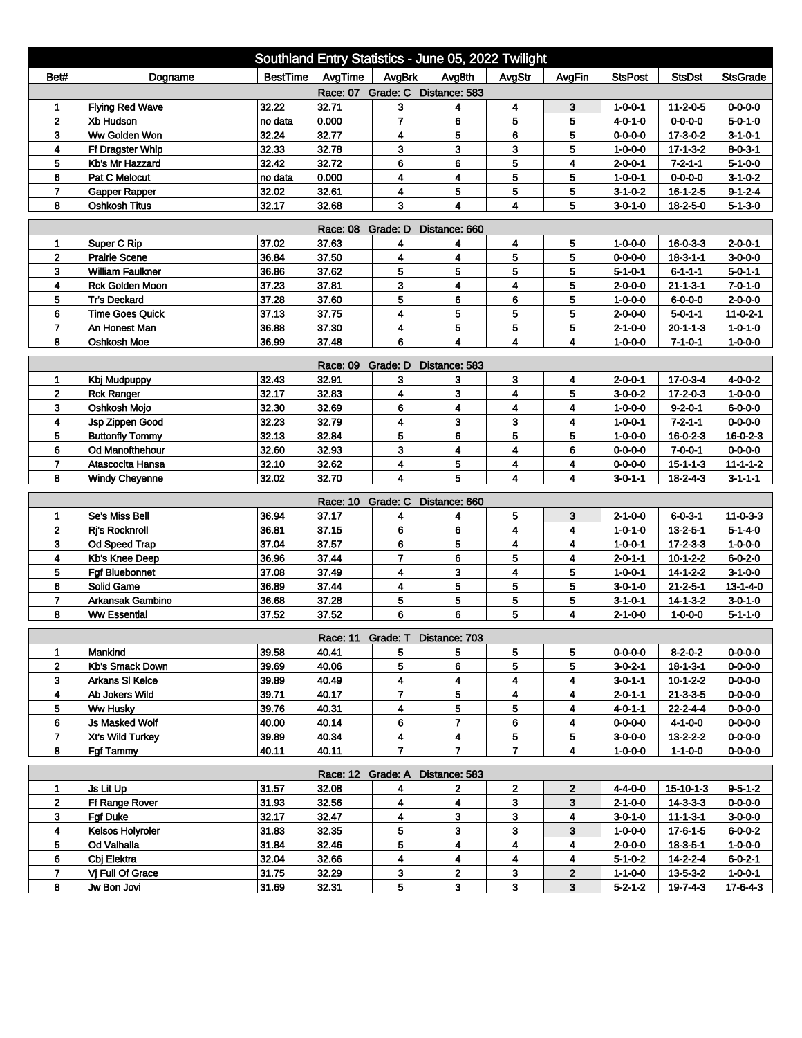## Southland Entry Statistics - June 05, 2022 Twilight

| Bet# | Dogname | BestTime | AvgTime | AvgBrk | Avg8th | AvgStr | AvgFin | StsPost | StsDst | StsGrade |
|---|---|---|---|---|---|---|---|---|---|---|
| | | | Race: 07 Grade: C Distance: 583 | | | | | | | |
| 1 | Flying Red Wave | 32.22 | 32.71 | 3 | 4 | 4 | 3 | 1-0-0-1 | 11-2-0-5 | 0-0-0-0 |
| 2 | Xb Hudson | no data | 0.000 | 7 | 6 | 5 | 5 | 4-0-1-0 | 0-0-0-0 | 5-0-1-0 |
| 3 | Ww Golden Won | 32.24 | 32.77 | 4 | 5 | 6 | 5 | 0-0-0-0 | 17-3-0-2 | 3-1-0-1 |
| 4 | Ff Dragster Whip | 32.33 | 32.78 | 3 | 3 | 3 | 5 | 1-0-0-0 | 17-1-3-2 | 8-0-3-1 |
| 5 | Kb's Mr Hazzard | 32.42 | 32.72 | 6 | 6 | 5 | 4 | 2-0-0-1 | 7-2-1-1 | 5-1-0-0 |
| 6 | Pat C Melocut | no data | 0.000 | 4 | 4 | 5 | 5 | 1-0-0-1 | 0-0-0-0 | 3-1-0-2 |
| 7 | Gapper Rapper | 32.02 | 32.61 | 4 | 5 | 5 | 5 | 3-1-0-2 | 16-1-2-5 | 9-1-2-4 |
| 8 | Oshkosh Titus | 32.17 | 32.68 | 3 | 4 | 4 | 5 | 3-0-1-0 | 18-2-5-0 | 5-1-3-0 |
| | | | Race: 08 Grade: D Distance: 660 | | | | | | | |
| 1 | Super C Rip | 37.02 | 37.63 | 4 | 4 | 4 | 5 | 1-0-0-0 | 16-0-3-3 | 2-0-0-1 |
| 2 | Prairie Scene | 36.84 | 37.50 | 4 | 4 | 5 | 5 | 0-0-0-0 | 18-3-1-1 | 3-0-0-0 |
| 3 | William Faulkner | 36.86 | 37.62 | 5 | 5 | 5 | 5 | 5-1-0-1 | 6-1-1-1 | 5-0-1-1 |
| 4 | Rck Golden Moon | 37.23 | 37.81 | 3 | 4 | 4 | 5 | 2-0-0-0 | 21-1-3-1 | 7-0-1-0 |
| 5 | Tr's Deckard | 37.28 | 37.60 | 5 | 6 | 6 | 5 | 1-0-0-0 | 6-0-0-0 | 2-0-0-0 |
| 6 | Time Goes Quick | 37.13 | 37.75 | 4 | 5 | 5 | 5 | 2-0-0-0 | 5-0-1-1 | 11-0-2-1 |
| 7 | An Honest Man | 36.88 | 37.30 | 4 | 5 | 5 | 5 | 2-1-0-0 | 20-1-1-3 | 1-0-1-0 |
| 8 | Oshkosh Moe | 36.99 | 37.48 | 6 | 4 | 4 | 4 | 1-0-0-0 | 7-1-0-1 | 1-0-0-0 |
| | | | Race: 09 Grade: D Distance: 583 | | | | | | | |
| 1 | Kbj Mudpuppy | 32.43 | 32.91 | 3 | 3 | 3 | 4 | 2-0-0-1 | 17-0-3-4 | 4-0-0-2 |
| 2 | Rck Ranger | 32.17 | 32.83 | 4 | 3 | 4 | 5 | 3-0-0-2 | 17-2-0-3 | 1-0-0-0 |
| 3 | Oshkosh Mojo | 32.30 | 32.69 | 6 | 4 | 4 | 4 | 1-0-0-0 | 9-2-0-1 | 6-0-0-0 |
| 4 | Jsp Zippen Good | 32.23 | 32.79 | 4 | 3 | 3 | 4 | 1-0-0-1 | 7-2-1-1 | 0-0-0-0 |
| 5 | Buttonfly Tommy | 32.13 | 32.84 | 5 | 6 | 5 | 5 | 1-0-0-0 | 16-0-2-3 | 16-0-2-3 |
| 6 | Od Manofthehour | 32.60 | 32.93 | 3 | 4 | 4 | 6 | 0-0-0-0 | 7-0-0-1 | 0-0-0-0 |
| 7 | Atascocita Hansa | 32.10 | 32.62 | 4 | 5 | 4 | 4 | 0-0-0-0 | 15-1-1-3 | 11-1-1-2 |
| 8 | Windy Cheyenne | 32.02 | 32.70 | 4 | 5 | 4 | 4 | 3-0-1-1 | 18-2-4-3 | 3-1-1-1 |
| | | | Race: 10 Grade: C Distance: 660 | | | | | | | |
| 1 | Se's Miss Bell | 36.94 | 37.17 | 4 | 4 | 5 | 3 | 2-1-0-0 | 6-0-3-1 | 11-0-3-3 |
| 2 | Rj's Rocknroll | 36.81 | 37.15 | 6 | 6 | 4 | 4 | 1-0-1-0 | 13-2-5-1 | 5-1-4-0 |
| 3 | Od Speed Trap | 37.04 | 37.57 | 6 | 5 | 4 | 4 | 1-0-0-1 | 17-2-3-3 | 1-0-0-0 |
| 4 | Kb's Knee Deep | 36.96 | 37.44 | 7 | 6 | 5 | 4 | 2-0-1-1 | 10-1-2-2 | 6-0-2-0 |
| 5 | Fgf Bluebonnet | 37.08 | 37.49 | 4 | 3 | 4 | 5 | 1-0-0-1 | 14-1-2-2 | 3-1-0-0 |
| 6 | Solid Game | 36.89 | 37.44 | 4 | 5 | 5 | 5 | 3-0-1-0 | 21-2-5-1 | 13-1-4-0 |
| 7 | Arkansak Gambino | 36.68 | 37.28 | 5 | 5 | 5 | 5 | 3-1-0-1 | 14-1-3-2 | 3-0-1-0 |
| 8 | Ww Essential | 37.52 | 37.52 | 6 | 6 | 5 | 4 | 2-1-0-0 | 1-0-0-0 | 5-1-1-0 |
| | | | Race: 11 Grade: T Distance: 703 | | | | | | | |
| 1 | Mankind | 39.58 | 40.41 | 5 | 5 | 5 | 5 | 0-0-0-0 | 8-2-0-2 | 0-0-0-0 |
| 2 | Kb's Smack Down | 39.69 | 40.06 | 5 | 6 | 5 | 5 | 3-0-2-1 | 18-1-3-1 | 0-0-0-0 |
| 3 | Arkans Sl Kelce | 39.89 | 40.49 | 4 | 4 | 4 | 4 | 3-0-1-1 | 10-1-2-2 | 0-0-0-0 |
| 4 | Ab Jokers Wild | 39.71 | 40.17 | 7 | 5 | 4 | 4 | 2-0-1-1 | 21-3-3-5 | 0-0-0-0 |
| 5 | Ww Husky | 39.76 | 40.31 | 4 | 5 | 5 | 4 | 4-0-1-1 | 22-2-4-4 | 0-0-0-0 |
| 6 | Js Masked Wolf | 40.00 | 40.14 | 6 | 7 | 6 | 4 | 0-0-0-0 | 4-1-0-0 | 0-0-0-0 |
| 7 | Xt's Wild Turkey | 39.89 | 40.34 | 4 | 4 | 5 | 5 | 3-0-0-0 | 13-2-2-2 | 0-0-0-0 |
| 8 | Fgf Tammy | 40.11 | 40.11 | 7 | 7 | 7 | 4 | 1-0-0-0 | 1-1-0-0 | 0-0-0-0 |
| | | | Race: 12 Grade: A Distance: 583 | | | | | | | |
| 1 | Js Lit Up | 31.57 | 32.08 | 4 | 2 | 2 | 2 | 4-4-0-0 | 15-10-1-3 | 9-5-1-2 |
| 2 | Ff Range Rover | 31.93 | 32.56 | 4 | 4 | 3 | 3 | 2-1-0-0 | 14-3-3-3 | 0-0-0-0 |
| 3 | Fgf Duke | 32.17 | 32.47 | 4 | 3 | 3 | 4 | 3-0-1-0 | 11-1-3-1 | 3-0-0-0 |
| 4 | Kelsos Holyroler | 31.83 | 32.35 | 5 | 3 | 3 | 3 | 1-0-0-0 | 17-6-1-5 | 6-0-0-2 |
| 5 | Od Valhalla | 31.84 | 32.46 | 5 | 4 | 4 | 4 | 2-0-0-0 | 18-3-5-1 | 1-0-0-0 |
| 6 | Cbj Elektra | 32.04 | 32.66 | 4 | 4 | 4 | 4 | 5-1-0-2 | 14-2-2-4 | 6-0-2-1 |
| 7 | Vj Full Of Grace | 31.75 | 32.29 | 3 | 2 | 3 | 2 | 1-1-0-0 | 13-5-3-2 | 1-0-0-1 |
| 8 | Jw Bon Jovi | 31.69 | 32.31 | 5 | 3 | 3 | 3 | 5-2-1-2 | 19-7-4-3 | 17-6-4-3 |